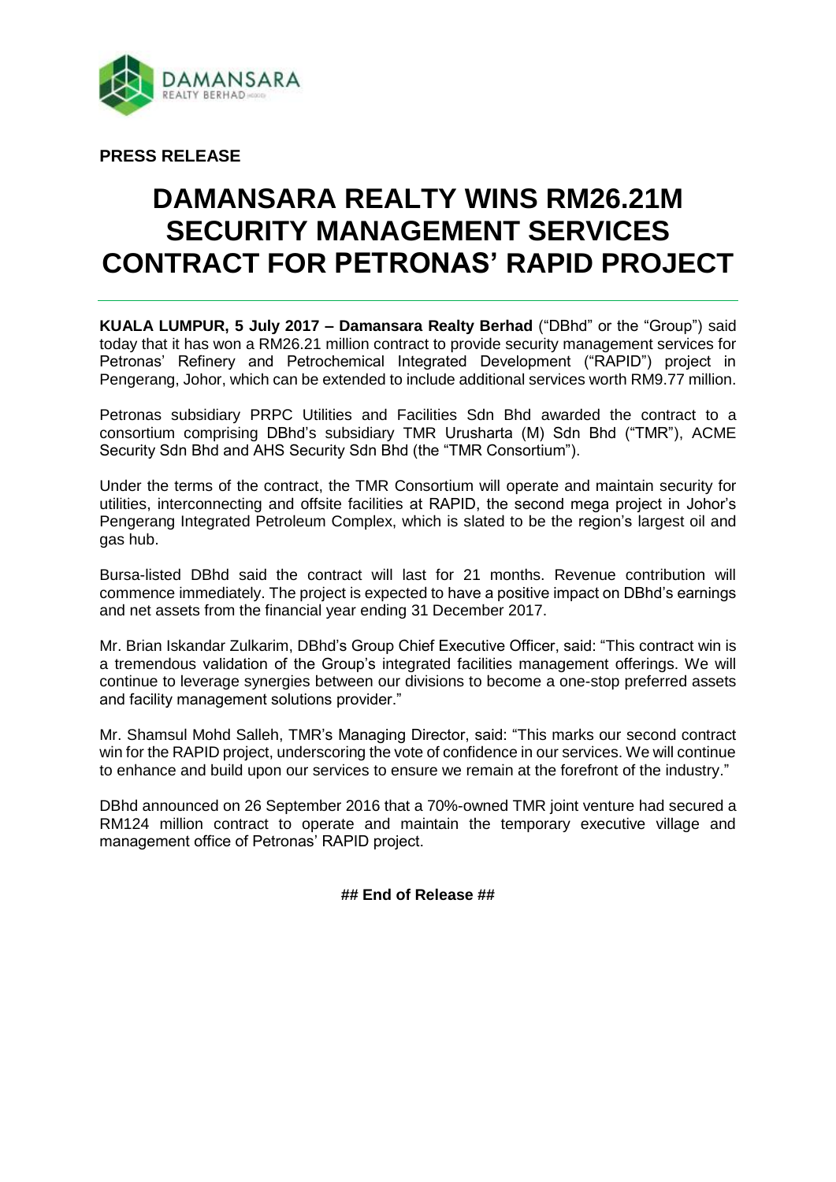**PRESS RELEASE**

# DAMANSARA REALTY WINS RM26.21M SECURITY MANAGEMENT SERVICES CONTRACT FOR PETRONAS' RAPID PROJECT

**KUALA LUMPUR, 5 July 2017 – Damansara Realty Berhad** ("DBhd" or the "Group") said today that it has won a RM26.21 million contract to provide security management services for Petronas' Refinery and Petrochemical Integrated Development ("RAPID") project in Pengerang, Johor, which can be extended to include additional services worth RM9.77 million.

Petronas subsidiary PRPC Utilities and Facilities Sdn Bhd awarded the contract to a consortium comprising DBhd's subsidiary TMR Urusharta (M) Sdn Bhd ("TMR"), ACME Security Sdn Bhd and AHS Security Sdn Bhd (the "TMR Consortium").

Under the terms of the contract, the TMR Consortium will operate and maintain security for utilities, interconnecting and offsite facilities at RAPID, the second mega project in Johor's Pengerang Integrated Petroleum Complex, which is slated to be the region's largest oil and gas hub.

Bursa-listed DBhd said the contract will last for 21 months. Revenue contribution will commence immediately. The project is expected to have a positive impact on DBhd's earnings and net assets from the financial year ending 31 December 2017.

Mr. Brian Iskandar Zulkarim, DBhd's Group Chief Executive Officer, said: "This contract win is a tremendous validation of the Group's integrated facilities management offerings. We will continue to leverage synergies between our divisions to become a one-stop preferred assets and facility management solutions provider."

Mr. Shamsul Mohd Salleh, TMR's Managing Director, said: "This marks our second contract win for the RAPID project, underscoring the vote of confidence in our services. We will continue to enhance and build upon our services to ensure we remain at the forefront of the industry."

DBhd announced on 26 September 2016 that a 70%-owned TMR joint venture had secured a RM124 million contract to operate and maintain the temporary executive village and management office of Petronas' RAPID project.

**## End of Release ##**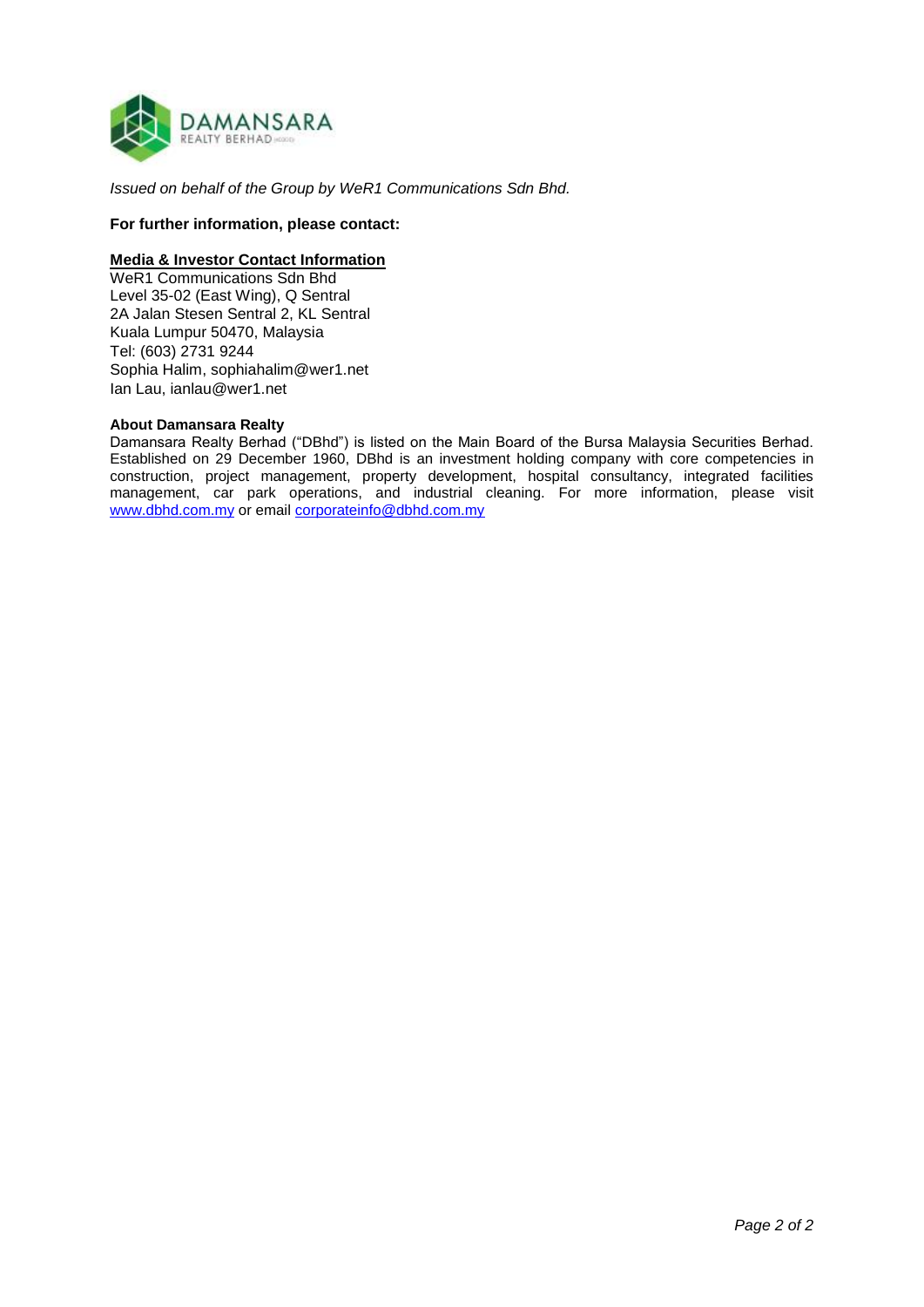*Issued on behalf of the Group by WeR1 Communications Sdn Bhd.*

**For further information, please contact:**

**Media & Investor Contact Information**
WeR1 Communications Sdn Bhd
Level 35-02 (East Wing), Q Sentral
2A Jalan Stesen Sentral 2, KL Sentral
Kuala Lumpur 50470, Malaysia
Tel: (603) 2731 9244
Sophia Halim, sophiahalim@wer1.net
Ian Lau, ianlau@wer1.net

**About Damansara Realty**
Damansara Realty Berhad ("DBhd") is listed on the Main Board of the Bursa Malaysia Securities Berhad. Established on 29 December 1960, DBhd is an investment holding company with core competencies in construction, project management, property development, hospital consultancy, integrated facilities management, car park operations, and industrial cleaning. For more information, please visit www.dbhd.com.my or email corporateinfo@dbhd.com.my